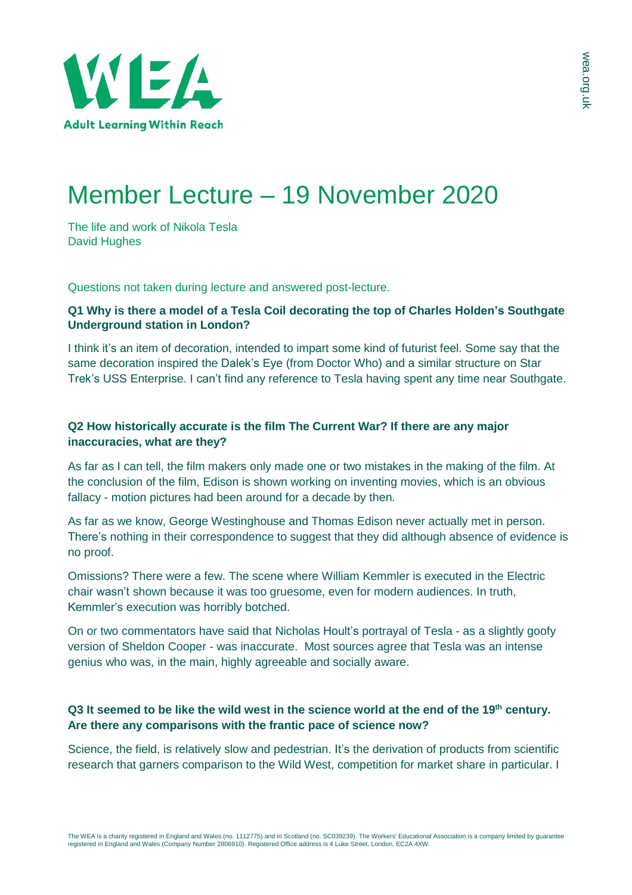# Member Lecture – 19 November 2020

The life and work of Nikola Tesla
David Hughes

Questions not taken during lecture and answered post-lecture.

**Q1 Why is there a model of a Tesla Coil decorating the top of Charles Holden's Southgate Underground station in London?**

I think it's an item of decoration, intended to impart some kind of futurist feel. Some say that the same decoration inspired the Dalek's Eye (from Doctor Who) and a similar structure on Star Trek's USS Enterprise. I can't find any reference to Tesla having spent any time near Southgate.

**Q2 How historically accurate is the film The Current War? If there are any major inaccuracies, what are they?**

As far as I can tell, the film makers only made one or two mistakes in the making of the film. At the conclusion of the film, Edison is shown working on inventing movies, which is an obvious fallacy - motion pictures had been around for a decade by then.

As far as we know, George Westinghouse and Thomas Edison never actually met in person. There's nothing in their correspondence to suggest that they did although absence of evidence is no proof.

Omissions? There were a few. The scene where William Kemmler is executed in the Electric chair wasn't shown because it was too gruesome, even for modern audiences. In truth, Kemmler's execution was horribly botched.

On or two commentators have said that Nicholas Hoult's portrayal of Tesla - as a slightly goofy version of Sheldon Cooper - was inaccurate. Most sources agree that Tesla was an intense genius who was, in the main, highly agreeable and socially aware.

**Q3 It seemed to be like the wild west in the science world at the end of the 19th century. Are there any comparisons with the frantic pace of science now?**

Science, the field, is relatively slow and pedestrian. It's the derivation of products from scientific research that garners comparison to the Wild West, competition for market share in particular. I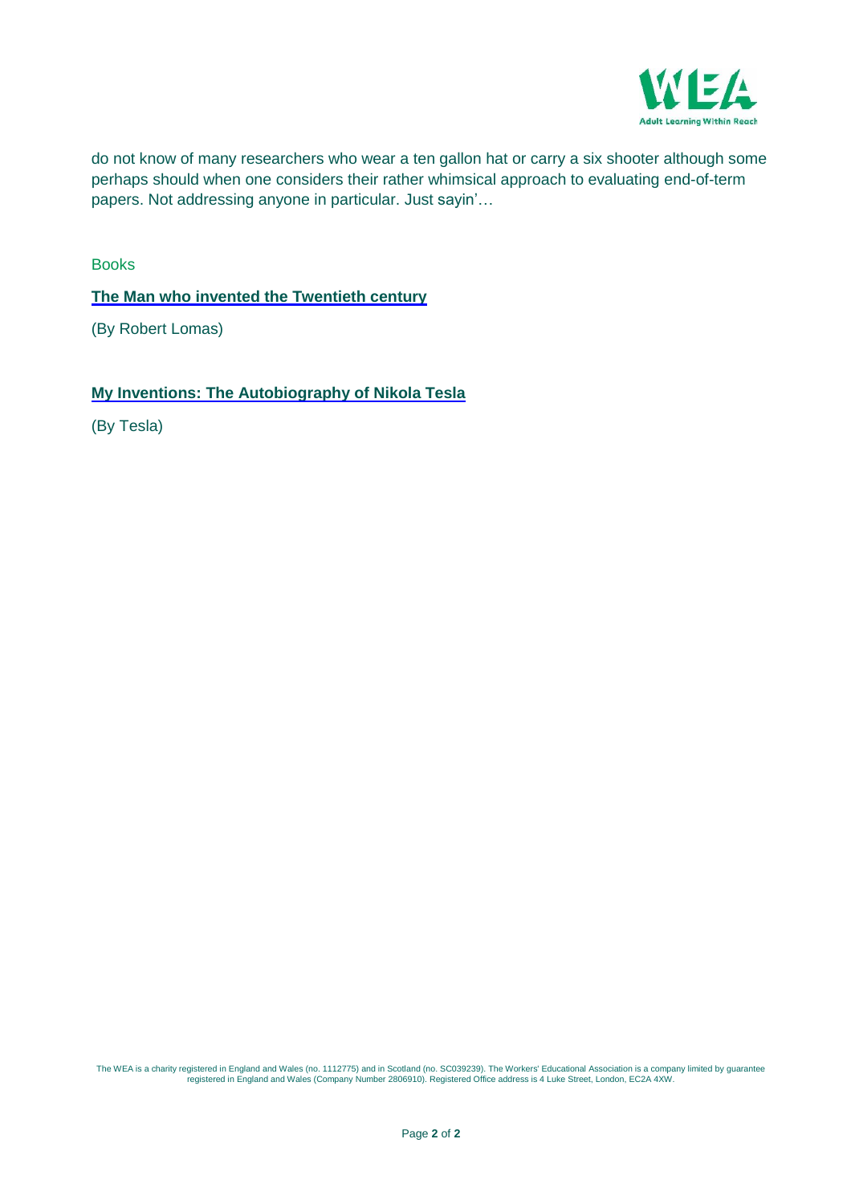do not know of many researchers who wear a ten gallon hat or carry a six shooter although some perhaps should when one considers their rather whimsical approach to evaluating end-of-term papers. Not addressing anyone in particular. Just sayin'…

## Books

**The Man who invented the Twentieth century**

(By Robert Lomas)

**My Inventions: The Autobiography of Nikola Tesla**

(By Tesla)

The WEA is a charity registered in England and Wales (no. 1112775) and in Scotland (no. SC039239). The Workers' Educational Association is a company limited by guarantee registered in England and Wales (Company Number 2806910). Registered Office address is 4 Luke Street, London, EC2A 4XW.